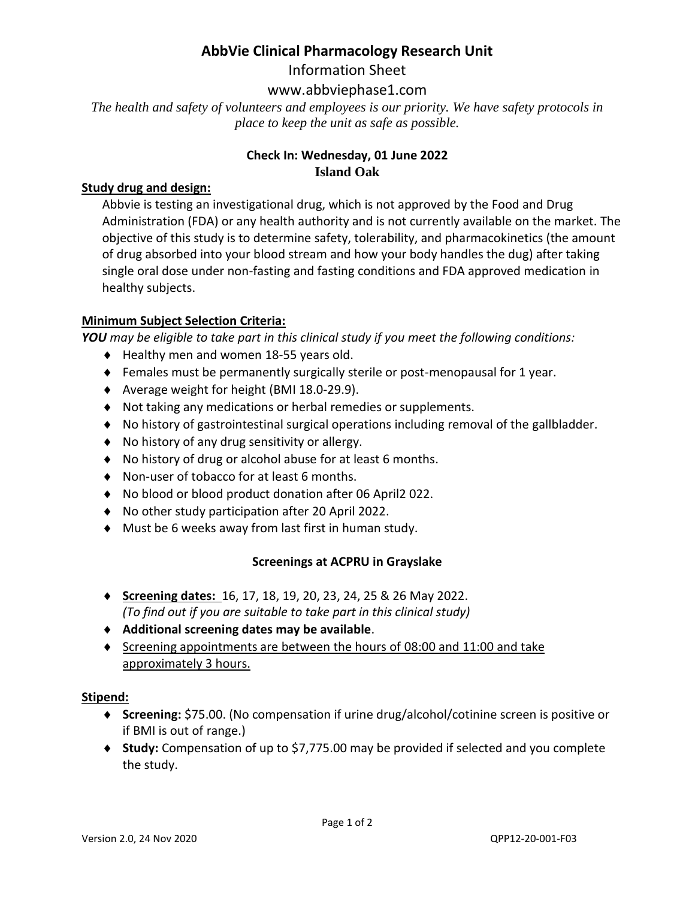# AbbVie Clinical Pharmacology Research Unit

Information Sheet

www.abbviephase1.com

*The health and safety of volunteers and employees is our priority. We have safety protocols in place to keep the unit as safe as possible.*

**Check In: Wednesday, 01 June 2022**
**Island Oak**

## Study drug and design:

Abbvie is testing an investigational drug, which is not approved by the Food and Drug Administration (FDA) or any health authority and is not currently available on the market. The objective of this study is to determine safety, tolerability, and pharmacokinetics (the amount of drug absorbed into your blood stream and how your body handles the dug) after taking single oral dose under non-fasting and fasting conditions and FDA approved medication in healthy subjects.

## Minimum Subject Selection Criteria:

***YOU** may be eligible to take part in this clinical study if you meet the following conditions:*

- Healthy men and women 18-55 years old.
- Females must be permanently surgically sterile or post-menopausal for 1 year.
- Average weight for height (BMI 18.0-29.9).
- Not taking any medications or herbal remedies or supplements.
- No history of gastrointestinal surgical operations including removal of the gallbladder.
- No history of any drug sensitivity or allergy.
- No history of drug or alcohol abuse for at least 6 months.
- Non-user of tobacco for at least 6 months.
- No blood or blood product donation after 06 April2 022.
- No other study participation after 20 April 2022.
- Must be 6 weeks away from last first in human study.

### Screenings at ACPRU in Grayslake

- **Screening dates:** 16, 17, 18, 19, 20, 23, 24, 25 & 26 May 2022.
  *(To find out if you are suitable to take part in this clinical study)*
- **Additional screening dates may be available**.
- Screening appointments are between the hours of 08:00 and 11:00 and take approximately 3 hours.

## Stipend:

- **Screening:** $75.00. (No compensation if urine drug/alcohol/cotinine screen is positive or if BMI is out of range.)
- **Study:** Compensation of up to $7,775.00 may be provided if selected and you complete the study.

Version 2.0, 24 Nov 2020 QPP12-20-001-F03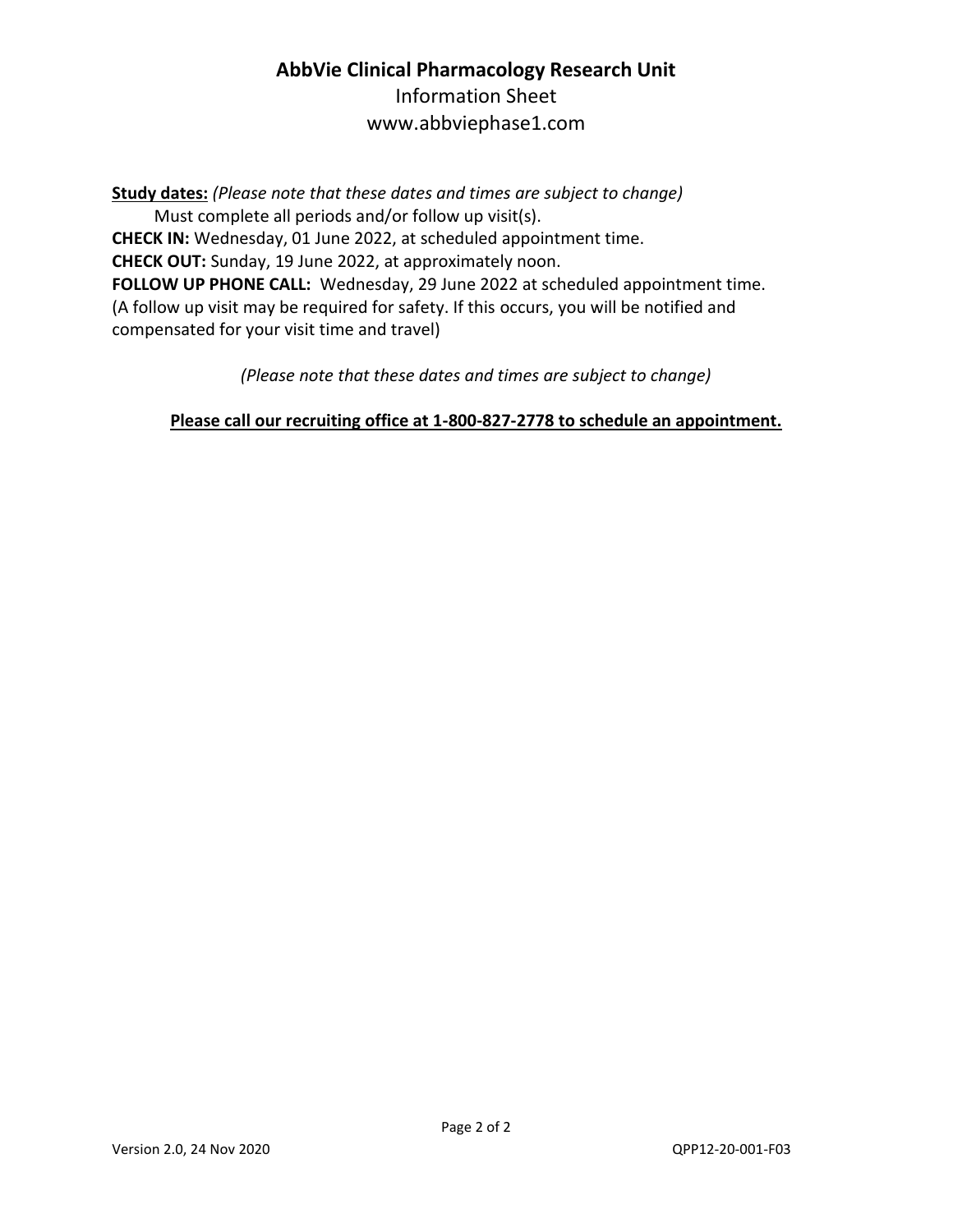## AbbVie Clinical Pharmacology Research Unit

Information Sheet

www.abbviephase1.com

**Study dates:** *(Please note that these dates and times are subject to change)*

Must complete all periods and/or follow up visit(s).

**CHECK IN:** Wednesday, 01 June 2022, at scheduled appointment time.

**CHECK OUT:** Sunday, 19 June 2022, at approximately noon.

**FOLLOW UP PHONE CALL:** Wednesday, 29 June 2022 at scheduled appointment time. (A follow up visit may be required for safety. If this occurs, you will be notified and compensated for your visit time and travel)

*(Please note that these dates and times are subject to change)*

**Please call our recruiting office at 1-800-827-2778 to schedule an appointment.**

Version 2.0, 24 Nov 2020 QPP12-20-001-F03